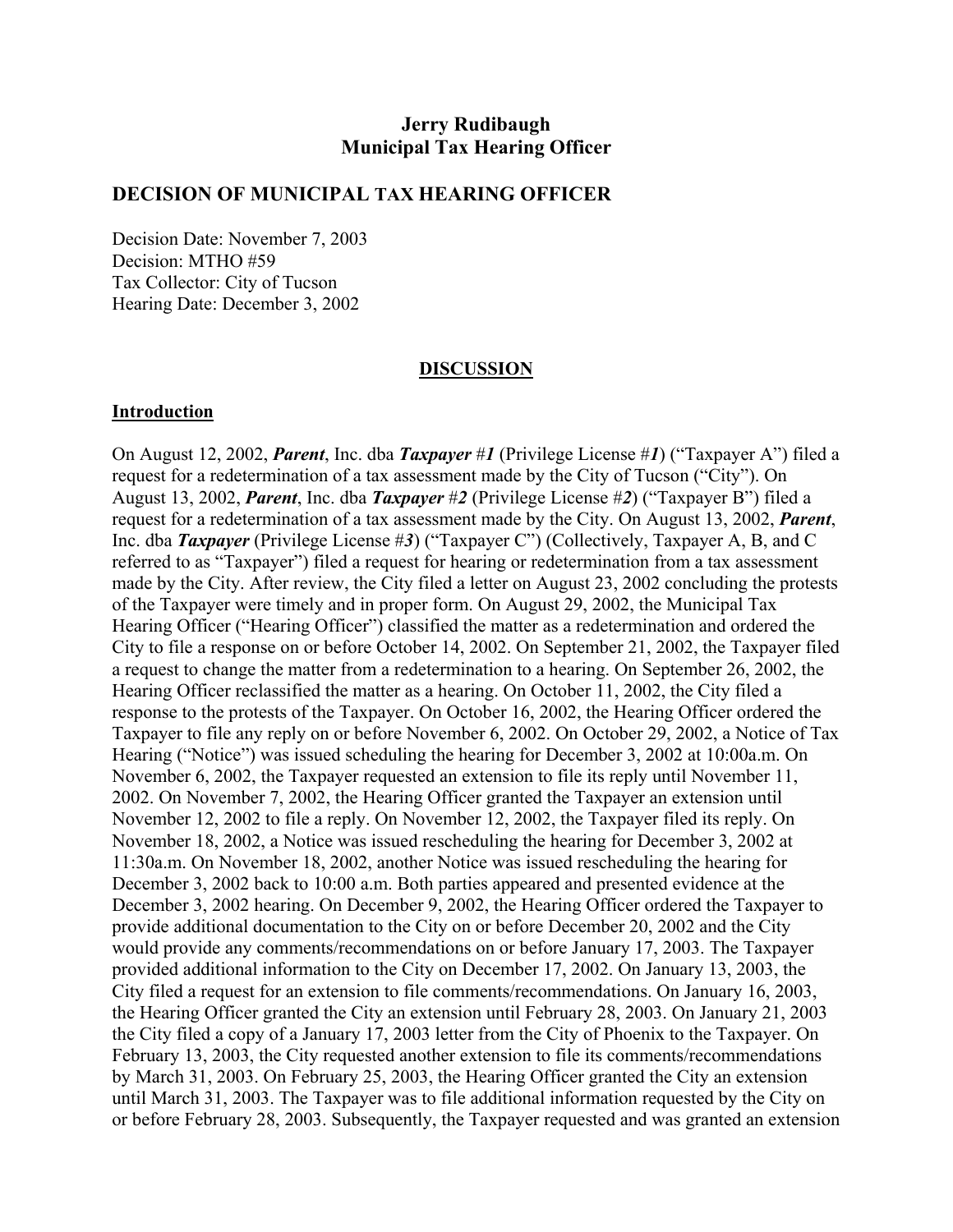**Jerry Rudibaugh**
**Municipal Tax Hearing Officer**

## DECISION OF MUNICIPAL TAX HEARING OFFICER

Decision Date: November 7, 2003
Decision: MTHO #59
Tax Collector: City of Tucson
Hearing Date: December 3, 2002

### DISCUSSION

#### Introduction

On August 12, 2002, ***Parent***, Inc. dba ***Taxpayer #1*** (Privilege License #***1***) ("Taxpayer A") filed a request for a redetermination of a tax assessment made by the City of Tucson ("City"). On August 13, 2002, ***Parent***, Inc. dba ***Taxpayer #2*** (Privilege License #***2***) ("Taxpayer B") filed a request for a redetermination of a tax assessment made by the City. On August 13, 2002, ***Parent***, Inc. dba ***Taxpayer*** (Privilege License #***3***) ("Taxpayer C") (Collectively, Taxpayer A, B, and C referred to as "Taxpayer") filed a request for hearing or redetermination from a tax assessment made by the City. After review, the City filed a letter on August 23, 2002 concluding the protests of the Taxpayer were timely and in proper form. On August 29, 2002, the Municipal Tax Hearing Officer ("Hearing Officer") classified the matter as a redetermination and ordered the City to file a response on or before October 14, 2002. On September 21, 2002, the Taxpayer filed a request to change the matter from a redetermination to a hearing. On September 26, 2002, the Hearing Officer reclassified the matter as a hearing. On October 11, 2002, the City filed a response to the protests of the Taxpayer. On October 16, 2002, the Hearing Officer ordered the Taxpayer to file any reply on or before November 6, 2002. On October 29, 2002, a Notice of Tax Hearing ("Notice") was issued scheduling the hearing for December 3, 2002 at 10:00a.m. On November 6, 2002, the Taxpayer requested an extension to file its reply until November 11, 2002. On November 7, 2002, the Hearing Officer granted the Taxpayer an extension until November 12, 2002 to file a reply. On November 12, 2002, the Taxpayer filed its reply. On November 18, 2002, a Notice was issued rescheduling the hearing for December 3, 2002 at 11:30a.m. On November 18, 2002, another Notice was issued rescheduling the hearing for December 3, 2002 back to 10:00 a.m. Both parties appeared and presented evidence at the December 3, 2002 hearing. On December 9, 2002, the Hearing Officer ordered the Taxpayer to provide additional documentation to the City on or before December 20, 2002 and the City would provide any comments/recommendations on or before January 17, 2003. The Taxpayer provided additional information to the City on December 17, 2002. On January 13, 2003, the City filed a request for an extension to file comments/recommendations. On January 16, 2003, the Hearing Officer granted the City an extension until February 28, 2003. On January 21, 2003 the City filed a copy of a January 17, 2003 letter from the City of Phoenix to the Taxpayer. On February 13, 2003, the City requested another extension to file its comments/recommendations by March 31, 2003. On February 25, 2003, the Hearing Officer granted the City an extension until March 31, 2003. The Taxpayer was to file additional information requested by the City on or before February 28, 2003. Subsequently, the Taxpayer requested and was granted an extension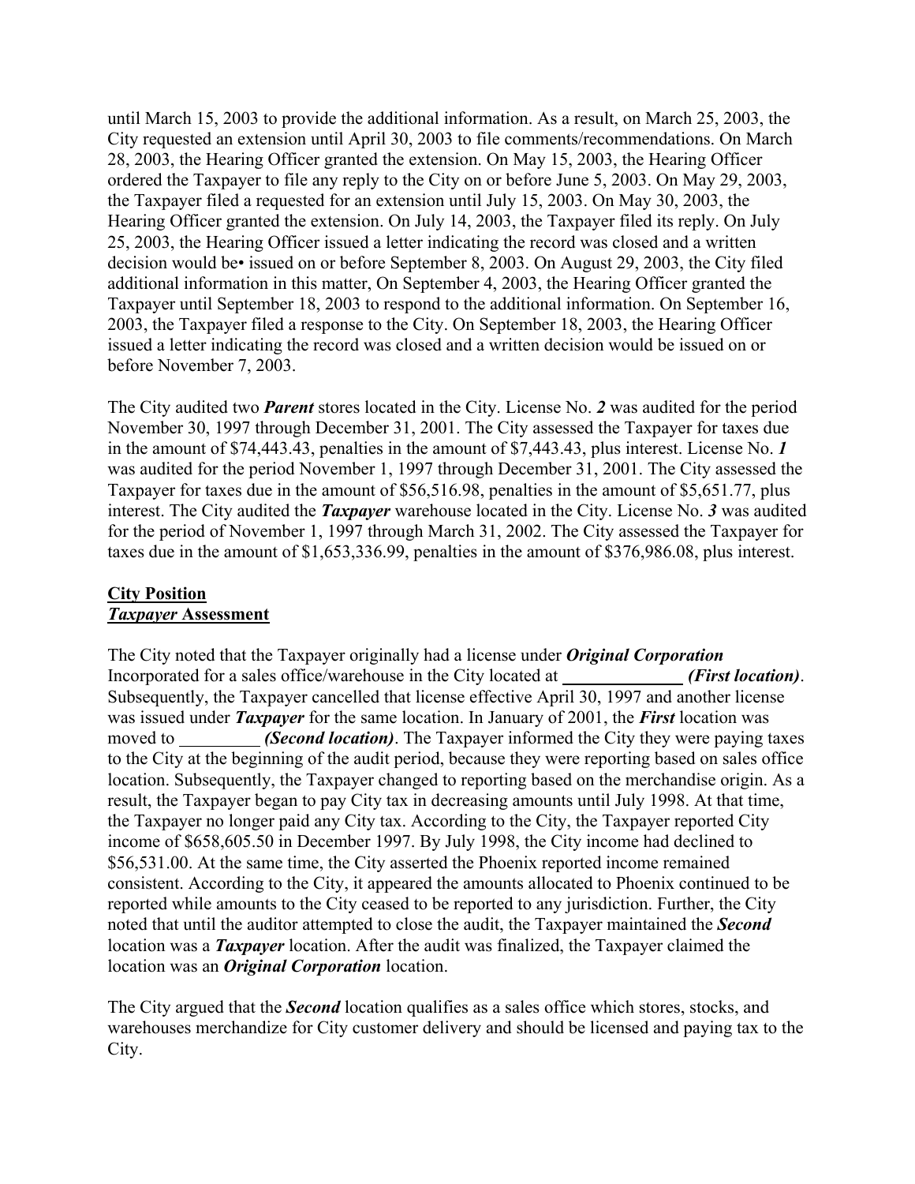until March 15, 2003 to provide the additional information. As a result, on March 25, 2003, the City requested an extension until April 30, 2003 to file comments/recommendations. On March 28, 2003, the Hearing Officer granted the extension. On May 15, 2003, the Hearing Officer ordered the Taxpayer to file any reply to the City on or before June 5, 2003. On May 29, 2003, the Taxpayer filed a requested for an extension until July 15, 2003. On May 30, 2003, the Hearing Officer granted the extension. On July 14, 2003, the Taxpayer filed its reply. On July 25, 2003, the Hearing Officer issued a letter indicating the record was closed and a written decision would be• issued on or before September 8, 2003. On August 29, 2003, the City filed additional information in this matter, On September 4, 2003, the Hearing Officer granted the Taxpayer until September 18, 2003 to respond to the additional information. On September 16, 2003, the Taxpayer filed a response to the City. On September 18, 2003, the Hearing Officer issued a letter indicating the record was closed and a written decision would be issued on or before November 7, 2003.

The City audited two ***Parent*** stores located in the City. License No. ***2*** was audited for the period November 30, 1997 through December 31, 2001. The City assessed the Taxpayer for taxes due in the amount of $74,443.43, penalties in the amount of $7,443.43, plus interest. License No. ***1*** was audited for the period November 1, 1997 through December 31, 2001. The City assessed the Taxpayer for taxes due in the amount of $56,516.98, penalties in the amount of $5,651.77, plus interest. The City audited the ***Taxpayer*** warehouse located in the City. License No. ***3*** was audited for the period of November 1, 1997 through March 31, 2002. The City assessed the Taxpayer for taxes due in the amount of $1,653,336.99, penalties in the amount of $376,986.08, plus interest.

**City Position**

***Taxpayer* Assessment**

The City noted that the Taxpayer originally had a license under ***Original Corporation*** Incorporated for a sales office/warehouse in the City located at _____________ ***(First location)***. Subsequently, the Taxpayer cancelled that license effective April 30, 1997 and another license was issued under ***Taxpayer*** for the same location. In January of 2001, the ***First*** location was moved to _________ ***(Second location)***. The Taxpayer informed the City they were paying taxes to the City at the beginning of the audit period, because they were reporting based on sales office location. Subsequently, the Taxpayer changed to reporting based on the merchandise origin. As a result, the Taxpayer began to pay City tax in decreasing amounts until July 1998. At that time, the Taxpayer no longer paid any City tax. According to the City, the Taxpayer reported City income of $658,605.50 in December 1997. By July 1998, the City income had declined to $56,531.00. At the same time, the City asserted the Phoenix reported income remained consistent. According to the City, it appeared the amounts allocated to Phoenix continued to be reported while amounts to the City ceased to be reported to any jurisdiction. Further, the City noted that until the auditor attempted to close the audit, the Taxpayer maintained the ***Second*** location was a ***Taxpayer*** location. After the audit was finalized, the Taxpayer claimed the location was an ***Original Corporation*** location.

The City argued that the ***Second*** location qualifies as a sales office which stores, stocks, and warehouses merchandize for City customer delivery and should be licensed and paying tax to the City.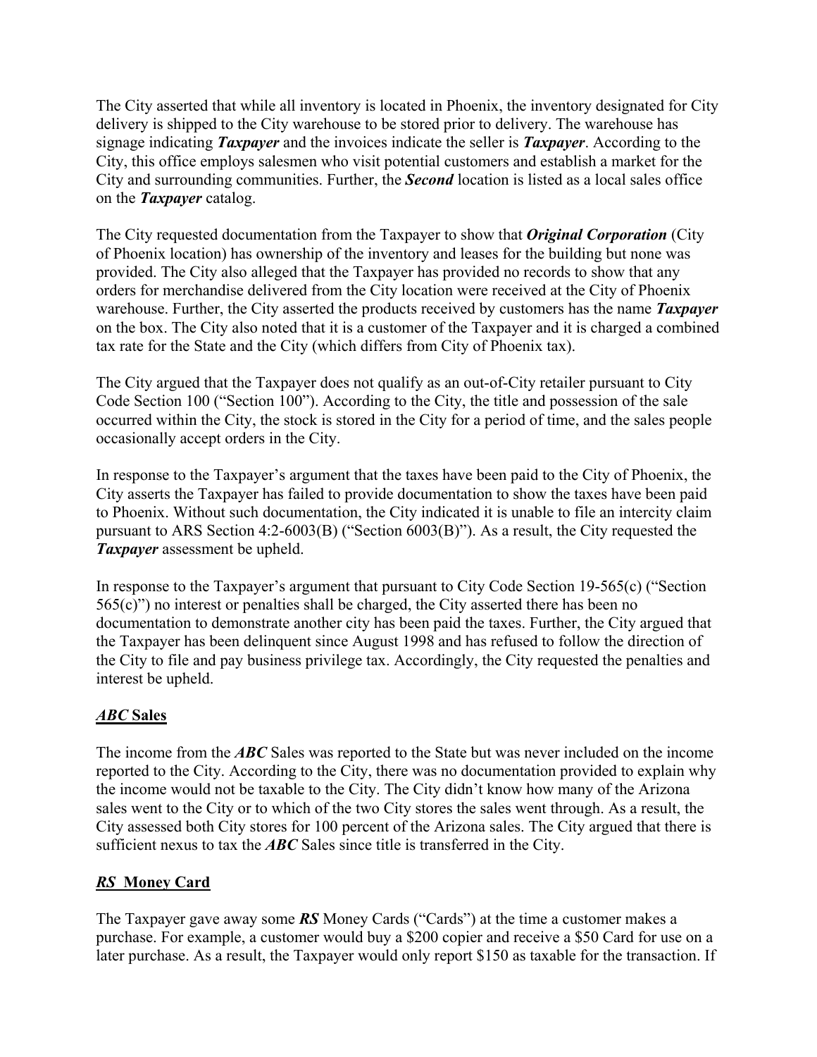The City asserted that while all inventory is located in Phoenix, the inventory designated for City delivery is shipped to the City warehouse to be stored prior to delivery. The warehouse has signage indicating ***Taxpayer*** and the invoices indicate the seller is ***Taxpayer***. According to the City, this office employs salesmen who visit potential customers and establish a market for the City and surrounding communities. Further, the ***Second*** location is listed as a local sales office on the ***Taxpayer*** catalog.

The City requested documentation from the Taxpayer to show that ***Original Corporation*** (City of Phoenix location) has ownership of the inventory and leases for the building but none was provided. The City also alleged that the Taxpayer has provided no records to show that any orders for merchandise delivered from the City location were received at the City of Phoenix warehouse. Further, the City asserted the products received by customers has the name ***Taxpayer*** on the box. The City also noted that it is a customer of the Taxpayer and it is charged a combined tax rate for the State and the City (which differs from City of Phoenix tax).

The City argued that the Taxpayer does not qualify as an out-of-City retailer pursuant to City Code Section 100 ("Section 100"). According to the City, the title and possession of the sale occurred within the City, the stock is stored in the City for a period of time, and the sales people occasionally accept orders in the City.

In response to the Taxpayer's argument that the taxes have been paid to the City of Phoenix, the City asserts the Taxpayer has failed to provide documentation to show the taxes have been paid to Phoenix. Without such documentation, the City indicated it is unable to file an intercity claim pursuant to ARS Section 4:2-6003(B) ("Section 6003(B)"). As a result, the City requested the ***Taxpayer*** assessment be upheld.

In response to the Taxpayer's argument that pursuant to City Code Section 19-565(c) ("Section 565(c)") no interest or penalties shall be charged, the City asserted there has been no documentation to demonstrate another city has been paid the taxes. Further, the City argued that the Taxpayer has been delinquent since August 1998 and has refused to follow the direction of the City to file and pay business privilege tax. Accordingly, the City requested the penalties and interest be upheld.

## ***ABC* Sales**

The income from the ***ABC*** Sales was reported to the State but was never included on the income reported to the City. According to the City, there was no documentation provided to explain why the income would not be taxable to the City. The City didn't know how many of the Arizona sales went to the City or to which of the two City stores the sales went through. As a result, the City assessed both City stores for 100 percent of the Arizona sales. The City argued that there is sufficient nexus to tax the ***ABC*** Sales since title is transferred in the City.

## ***RS* Money Card**

The Taxpayer gave away some ***RS*** Money Cards ("Cards") at the time a customer makes a purchase. For example, a customer would buy a $200 copier and receive a $50 Card for use on a later purchase. As a result, the Taxpayer would only report $150 as taxable for the transaction. If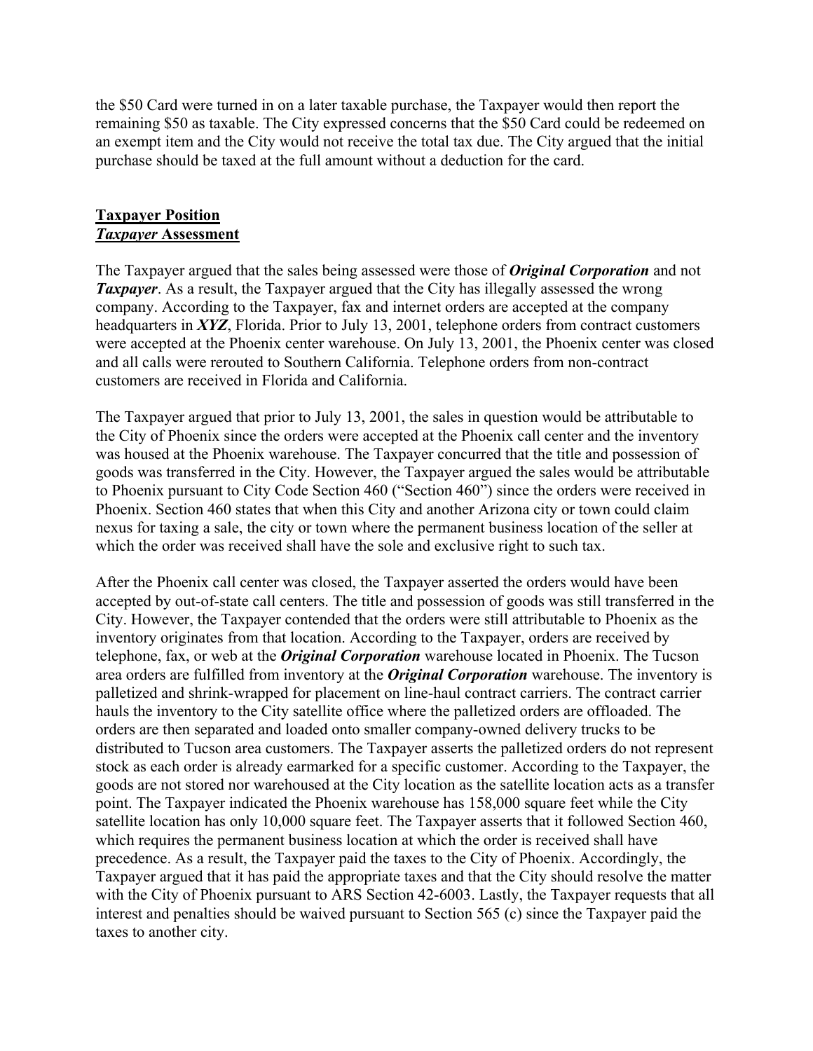the $50 Card were turned in on a later taxable purchase, the Taxpayer would then report the remaining $50 as taxable. The City expressed concerns that the $50 Card could be redeemed on an exempt item and the City would not receive the total tax due. The City argued that the initial purchase should be taxed at the full amount without a deduction for the card.

**Taxpayer Position**
***Taxpayer* Assessment**

The Taxpayer argued that the sales being assessed were those of ***Original Corporation*** and not ***Taxpayer***. As a result, the Taxpayer argued that the City has illegally assessed the wrong company. According to the Taxpayer, fax and internet orders are accepted at the company headquarters in ***XYZ***, Florida. Prior to July 13, 2001, telephone orders from contract customers were accepted at the Phoenix center warehouse. On July 13, 2001, the Phoenix center was closed and all calls were rerouted to Southern California. Telephone orders from non-contract customers are received in Florida and California.

The Taxpayer argued that prior to July 13, 2001, the sales in question would be attributable to the City of Phoenix since the orders were accepted at the Phoenix call center and the inventory was housed at the Phoenix warehouse. The Taxpayer concurred that the title and possession of goods was transferred in the City. However, the Taxpayer argued the sales would be attributable to Phoenix pursuant to City Code Section 460 ("Section 460") since the orders were received in Phoenix. Section 460 states that when this City and another Arizona city or town could claim nexus for taxing a sale, the city or town where the permanent business location of the seller at which the order was received shall have the sole and exclusive right to such tax.

After the Phoenix call center was closed, the Taxpayer asserted the orders would have been accepted by out-of-state call centers. The title and possession of goods was still transferred in the City. However, the Taxpayer contended that the orders were still attributable to Phoenix as the inventory originates from that location. According to the Taxpayer, orders are received by telephone, fax, or web at the ***Original Corporation*** warehouse located in Phoenix. The Tucson area orders are fulfilled from inventory at the ***Original Corporation*** warehouse. The inventory is palletized and shrink-wrapped for placement on line-haul contract carriers. The contract carrier hauls the inventory to the City satellite office where the palletized orders are offloaded. The orders are then separated and loaded onto smaller company-owned delivery trucks to be distributed to Tucson area customers. The Taxpayer asserts the palletized orders do not represent stock as each order is already earmarked for a specific customer. According to the Taxpayer, the goods are not stored nor warehoused at the City location as the satellite location acts as a transfer point. The Taxpayer indicated the Phoenix warehouse has 158,000 square feet while the City satellite location has only 10,000 square feet. The Taxpayer asserts that it followed Section 460, which requires the permanent business location at which the order is received shall have precedence. As a result, the Taxpayer paid the taxes to the City of Phoenix. Accordingly, the Taxpayer argued that it has paid the appropriate taxes and that the City should resolve the matter with the City of Phoenix pursuant to ARS Section 42-6003. Lastly, the Taxpayer requests that all interest and penalties should be waived pursuant to Section 565 (c) since the Taxpayer paid the taxes to another city.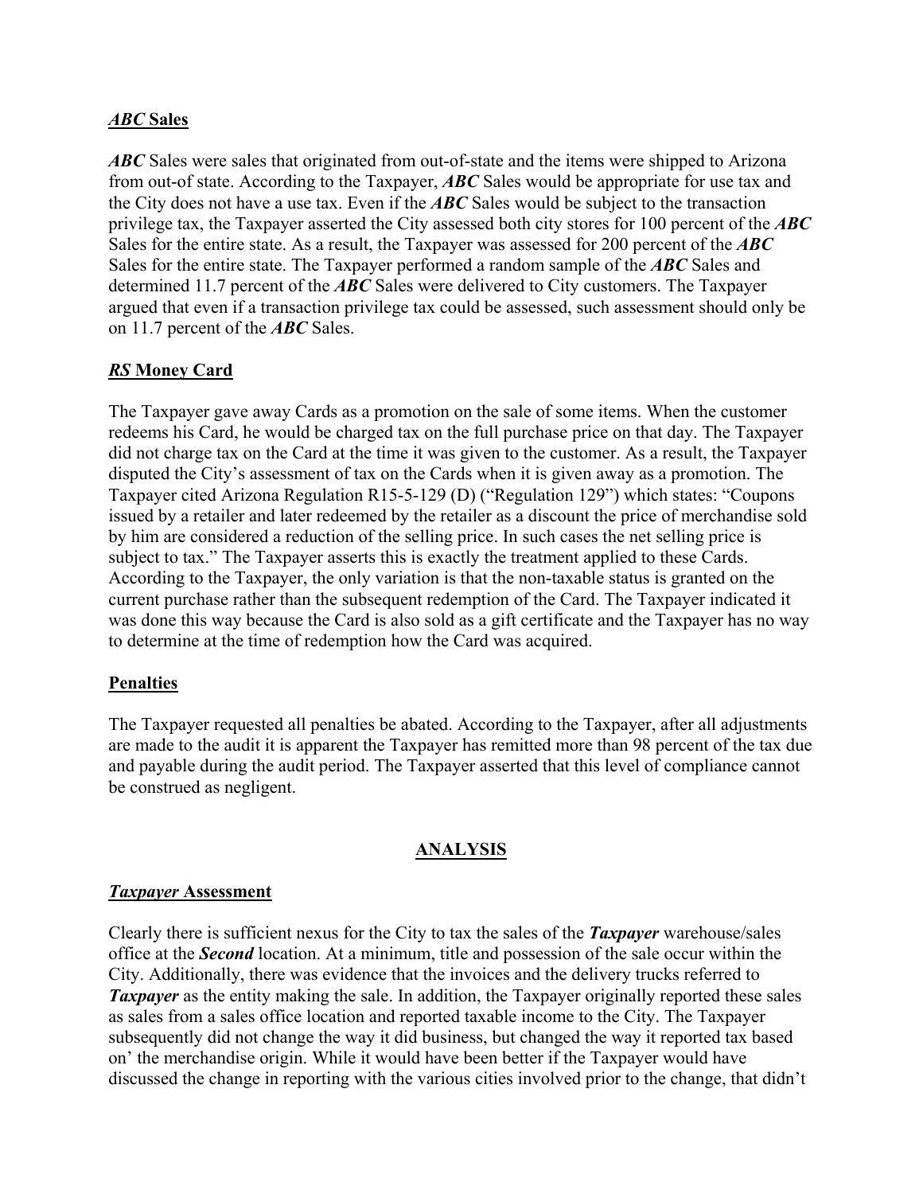***ABC* Sales**

***ABC*** Sales were sales that originated from out-of-state and the items were shipped to Arizona from out-of state. According to the Taxpayer, ***ABC*** Sales would be appropriate for use tax and the City does not have a use tax. Even if the ***ABC*** Sales would be subject to the transaction privilege tax, the Taxpayer asserted the City assessed both city stores for 100 percent of the ***ABC*** Sales for the entire state. As a result, the Taxpayer was assessed for 200 percent of the ***ABC*** Sales for the entire state. The Taxpayer performed a random sample of the ***ABC*** Sales and determined 11.7 percent of the ***ABC*** Sales were delivered to City customers. The Taxpayer argued that even if a transaction privilege tax could be assessed, such assessment should only be on 11.7 percent of the ***ABC*** Sales.

***RS* Money Card**

The Taxpayer gave away Cards as a promotion on the sale of some items. When the customer redeems his Card, he would be charged tax on the full purchase price on that day. The Taxpayer did not charge tax on the Card at the time it was given to the customer. As a result, the Taxpayer disputed the City's assessment of tax on the Cards when it is given away as a promotion. The Taxpayer cited Arizona Regulation R15-5-129 (D) ("Regulation 129") which states: "Coupons issued by a retailer and later redeemed by the retailer as a discount the price of merchandise sold by him are considered a reduction of the selling price. In such cases the net selling price is subject to tax." The Taxpayer asserts this is exactly the treatment applied to these Cards. According to the Taxpayer, the only variation is that the non-taxable status is granted on the current purchase rather than the subsequent redemption of the Card. The Taxpayer indicated it was done this way because the Card is also sold as a gift certificate and the Taxpayer has no way to determine at the time of redemption how the Card was acquired.

**Penalties**

The Taxpayer requested all penalties be abated. According to the Taxpayer, after all adjustments are made to the audit it is apparent the Taxpayer has remitted more than 98 percent of the tax due and payable during the audit period. The Taxpayer asserted that this level of compliance cannot be construed as negligent.

## ANALYSIS

***Taxpayer* Assessment**

Clearly there is sufficient nexus for the City to tax the sales of the ***Taxpayer*** warehouse/sales office at the ***Second*** location. At a minimum, title and possession of the sale occur within the City. Additionally, there was evidence that the invoices and the delivery trucks referred to ***Taxpayer*** as the entity making the sale. In addition, the Taxpayer originally reported these sales as sales from a sales office location and reported taxable income to the City. The Taxpayer subsequently did not change the way it did business, but changed the way it reported tax based on' the merchandise origin. While it would have been better if the Taxpayer would have discussed the change in reporting with the various cities involved prior to the change, that didn't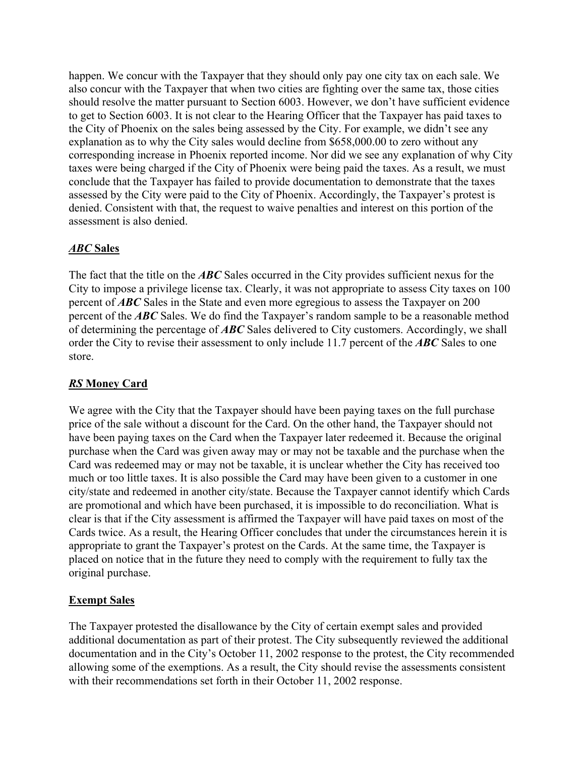happen. We concur with the Taxpayer that they should only pay one city tax on each sale. We also concur with the Taxpayer that when two cities are fighting over the same tax, those cities should resolve the matter pursuant to Section 6003. However, we don't have sufficient evidence to get to Section 6003. It is not clear to the Hearing Officer that the Taxpayer has paid taxes to the City of Phoenix on the sales being assessed by the City. For example, we didn't see any explanation as to why the City sales would decline from $658,000.00 to zero without any corresponding increase in Phoenix reported income. Nor did we see any explanation of why City taxes were being charged if the City of Phoenix were being paid the taxes. As a result, we must conclude that the Taxpayer has failed to provide documentation to demonstrate that the taxes assessed by the City were paid to the City of Phoenix. Accordingly, the Taxpayer's protest is denied. Consistent with that, the request to waive penalties and interest on this portion of the assessment is also denied.

## ***ABC*** **Sales**

The fact that the title on the ***ABC*** Sales occurred in the City provides sufficient nexus for the City to impose a privilege license tax. Clearly, it was not appropriate to assess City taxes on 100 percent of ***ABC*** Sales in the State and even more egregious to assess the Taxpayer on 200 percent of the ***ABC*** Sales. We do find the Taxpayer's random sample to be a reasonable method of determining the percentage of ***ABC*** Sales delivered to City customers. Accordingly, we shall order the City to revise their assessment to only include 11.7 percent of the ***ABC*** Sales to one store.

## ***RS*** **Money Card**

We agree with the City that the Taxpayer should have been paying taxes on the full purchase price of the sale without a discount for the Card. On the other hand, the Taxpayer should not have been paying taxes on the Card when the Taxpayer later redeemed it. Because the original purchase when the Card was given away may or may not be taxable and the purchase when the Card was redeemed may or may not be taxable, it is unclear whether the City has received too much or too little taxes. It is also possible the Card may have been given to a customer in one city/state and redeemed in another city/state. Because the Taxpayer cannot identify which Cards are promotional and which have been purchased, it is impossible to do reconciliation. What is clear is that if the City assessment is affirmed the Taxpayer will have paid taxes on most of the Cards twice. As a result, the Hearing Officer concludes that under the circumstances herein it is appropriate to grant the Taxpayer's protest on the Cards. At the same time, the Taxpayer is placed on notice that in the future they need to comply with the requirement to fully tax the original purchase.

## **Exempt Sales**

The Taxpayer protested the disallowance by the City of certain exempt sales and provided additional documentation as part of their protest. The City subsequently reviewed the additional documentation and in the City's October 11, 2002 response to the protest, the City recommended allowing some of the exemptions. As a result, the City should revise the assessments consistent with their recommendations set forth in their October 11, 2002 response.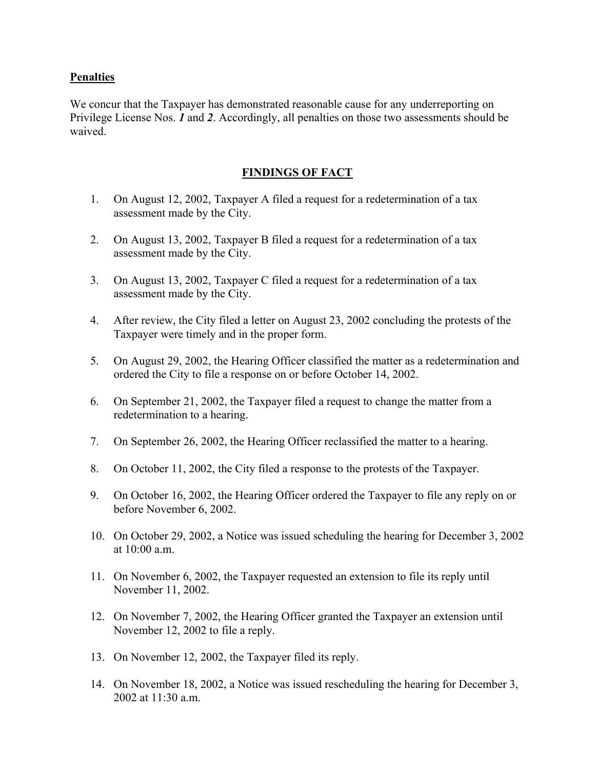**Penalties**

We concur that the Taxpayer has demonstrated reasonable cause for any underreporting on Privilege License Nos. ***1*** and ***2***. Accordingly, all penalties on those two assessments should be waived.

## FINDINGS OF FACT

1. On August 12, 2002, Taxpayer A filed a request for a redetermination of a tax assessment made by the City.
2. On August 13, 2002, Taxpayer B filed a request for a redetermination of a tax assessment made by the City.
3. On August 13, 2002, Taxpayer C filed a request for a redetermination of a tax assessment made by the City.
4. After review, the City filed a letter on August 23, 2002 concluding the protests of the Taxpayer were timely and in the proper form.
5. On August 29, 2002, the Hearing Officer classified the matter as a redetermination and ordered the City to file a response on or before October 14, 2002.
6. On September 21, 2002, the Taxpayer filed a request to change the matter from a redetermination to a hearing.
7. On September 26, 2002, the Hearing Officer reclassified the matter to a hearing.
8. On October 11, 2002, the City filed a response to the protests of the Taxpayer.
9. On October 16, 2002, the Hearing Officer ordered the Taxpayer to file any reply on or before November 6, 2002.
10. On October 29, 2002, a Notice was issued scheduling the hearing for December 3, 2002 at 10:00 a.m.
11. On November 6, 2002, the Taxpayer requested an extension to file its reply until November 11, 2002.
12. On November 7, 2002, the Hearing Officer granted the Taxpayer an extension until November 12, 2002 to file a reply.
13. On November 12, 2002, the Taxpayer filed its reply.
14. On November 18, 2002, a Notice was issued rescheduling the hearing for December 3, 2002 at 11:30 a.m.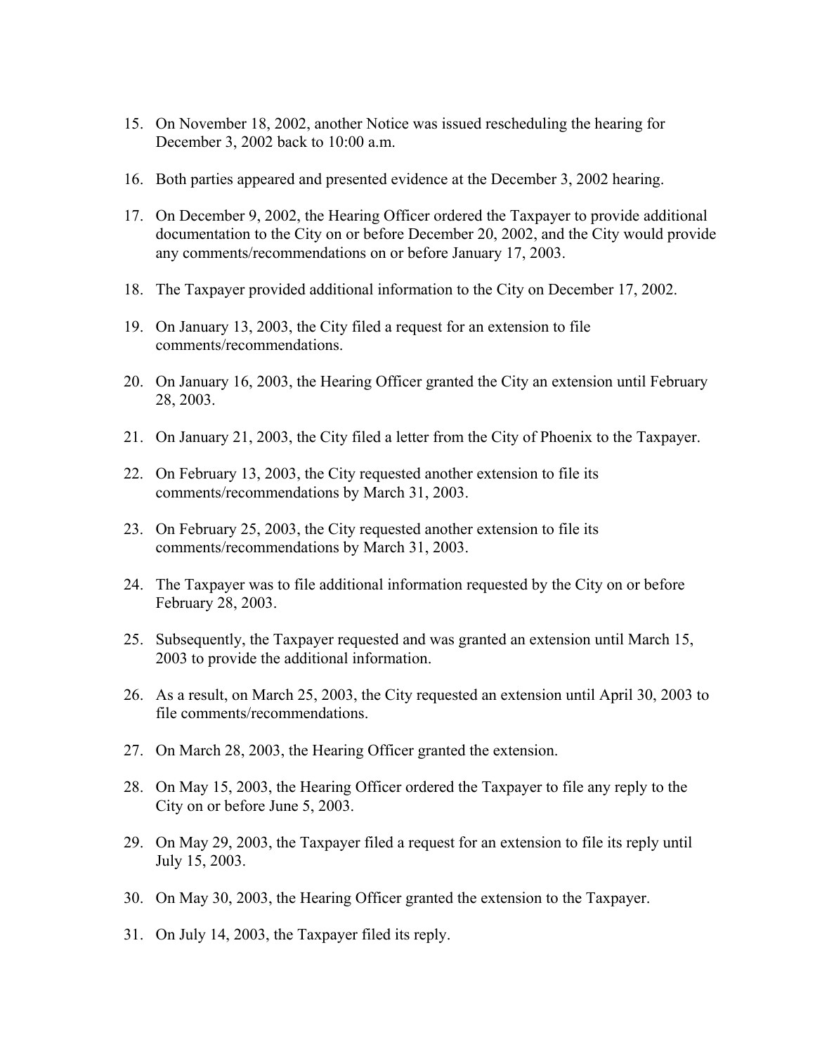15. On November 18, 2002, another Notice was issued rescheduling the hearing for December 3, 2002 back to 10:00 a.m.

16. Both parties appeared and presented evidence at the December 3, 2002 hearing.

17. On December 9, 2002, the Hearing Officer ordered the Taxpayer to provide additional documentation to the City on or before December 20, 2002, and the City would provide any comments/recommendations on or before January 17, 2003.

18. The Taxpayer provided additional information to the City on December 17, 2002.

19. On January 13, 2003, the City filed a request for an extension to file comments/recommendations.

20. On January 16, 2003, the Hearing Officer granted the City an extension until February 28, 2003.

21. On January 21, 2003, the City filed a letter from the City of Phoenix to the Taxpayer.

22. On February 13, 2003, the City requested another extension to file its comments/recommendations by March 31, 2003.

23. On February 25, 2003, the City requested another extension to file its comments/recommendations by March 31, 2003.

24. The Taxpayer was to file additional information requested by the City on or before February 28, 2003.

25. Subsequently, the Taxpayer requested and was granted an extension until March 15, 2003 to provide the additional information.

26. As a result, on March 25, 2003, the City requested an extension until April 30, 2003 to file comments/recommendations.

27. On March 28, 2003, the Hearing Officer granted the extension.

28. On May 15, 2003, the Hearing Officer ordered the Taxpayer to file any reply to the City on or before June 5, 2003.

29. On May 29, 2003, the Taxpayer filed a request for an extension to file its reply until July 15, 2003.

30. On May 30, 2003, the Hearing Officer granted the extension to the Taxpayer.

31. On July 14, 2003, the Taxpayer filed its reply.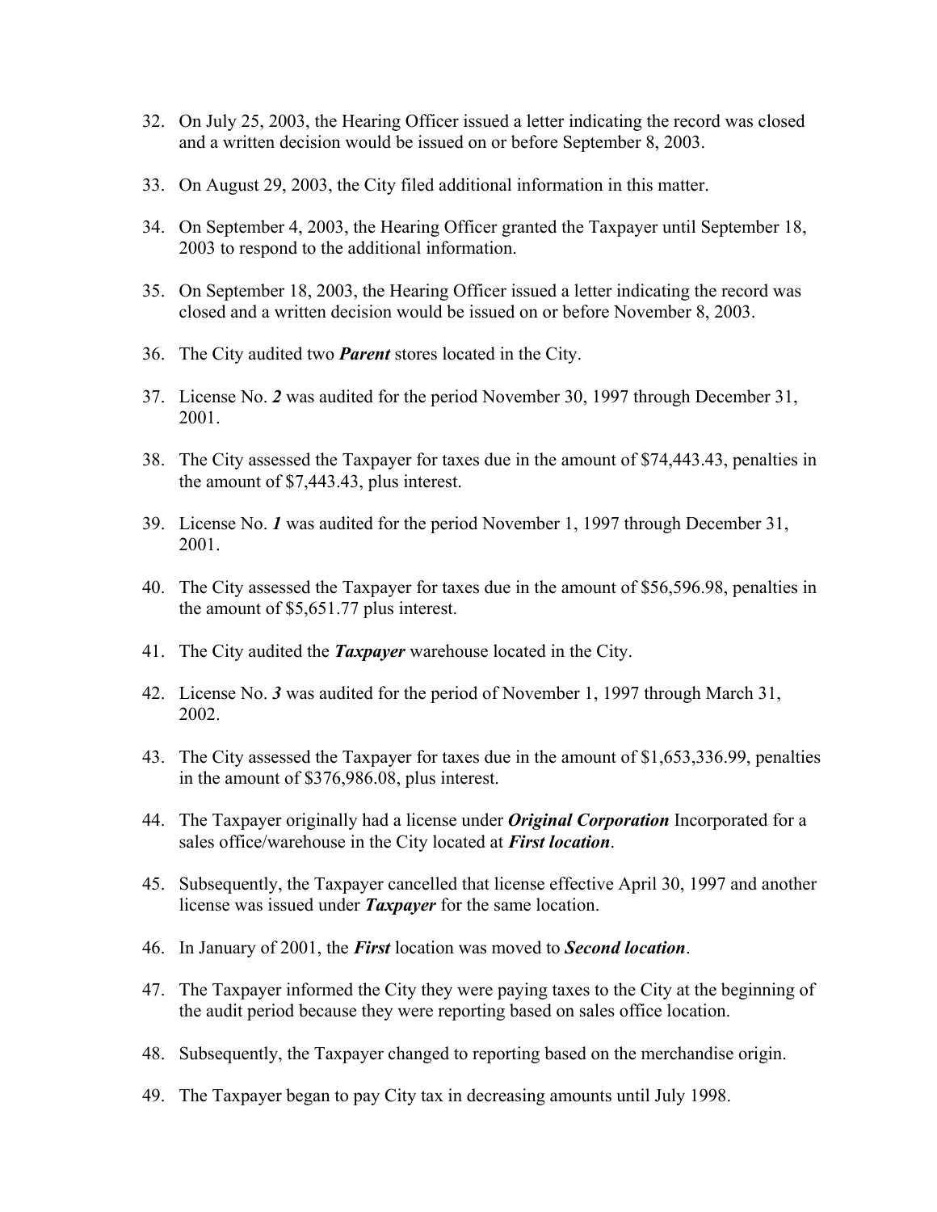32. On July 25, 2003, the Hearing Officer issued a letter indicating the record was closed and a written decision would be issued on or before September 8, 2003.

33. On August 29, 2003, the City filed additional information in this matter.

34. On September 4, 2003, the Hearing Officer granted the Taxpayer until September 18, 2003 to respond to the additional information.

35. On September 18, 2003, the Hearing Officer issued a letter indicating the record was closed and a written decision would be issued on or before November 8, 2003.

36. The City audited two ***Parent*** stores located in the City.

37. License No. ***2*** was audited for the period November 30, 1997 through December 31, 2001.

38. The City assessed the Taxpayer for taxes due in the amount of $74,443.43, penalties in the amount of $7,443.43, plus interest.

39. License No. ***1*** was audited for the period November 1, 1997 through December 31, 2001.

40. The City assessed the Taxpayer for taxes due in the amount of $56,596.98, penalties in the amount of $5,651.77 plus interest.

41. The City audited the ***Taxpayer*** warehouse located in the City.

42. License No. ***3*** was audited for the period of November 1, 1997 through March 31, 2002.

43. The City assessed the Taxpayer for taxes due in the amount of $1,653,336.99, penalties in the amount of $376,986.08, plus interest.

44. The Taxpayer originally had a license under ***Original Corporation*** Incorporated for a sales office/warehouse in the City located at ***First location***.

45. Subsequently, the Taxpayer cancelled that license effective April 30, 1997 and another license was issued under ***Taxpayer*** for the same location.

46. In January of 2001, the ***First*** location was moved to ***Second location***.

47. The Taxpayer informed the City they were paying taxes to the City at the beginning of the audit period because they were reporting based on sales office location.

48. Subsequently, the Taxpayer changed to reporting based on the merchandise origin.

49. The Taxpayer began to pay City tax in decreasing amounts until July 1998.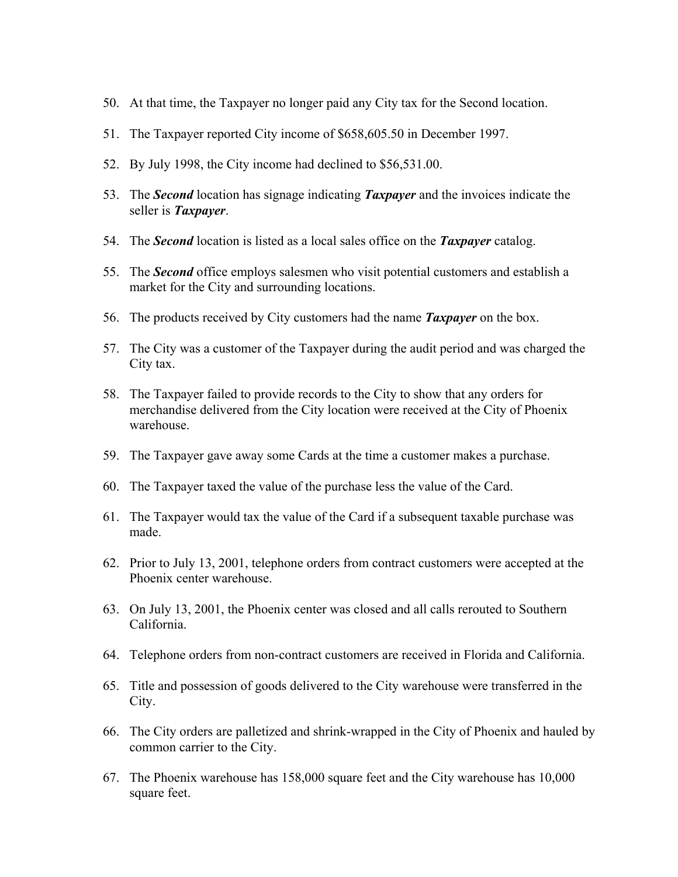50. At that time, the Taxpayer no longer paid any City tax for the Second location.

51. The Taxpayer reported City income of $658,605.50 in December 1997.

52. By July 1998, the City income had declined to $56,531.00.

53. The ***Second*** location has signage indicating ***Taxpayer*** and the invoices indicate the seller is ***Taxpayer***.

54. The ***Second*** location is listed as a local sales office on the ***Taxpayer*** catalog.

55. The ***Second*** office employs salesmen who visit potential customers and establish a market for the City and surrounding locations.

56. The products received by City customers had the name ***Taxpayer*** on the box.

57. The City was a customer of the Taxpayer during the audit period and was charged the City tax.

58. The Taxpayer failed to provide records to the City to show that any orders for merchandise delivered from the City location were received at the City of Phoenix warehouse.

59. The Taxpayer gave away some Cards at the time a customer makes a purchase.

60. The Taxpayer taxed the value of the purchase less the value of the Card.

61. The Taxpayer would tax the value of the Card if a subsequent taxable purchase was made.

62. Prior to July 13, 2001, telephone orders from contract customers were accepted at the Phoenix center warehouse.

63. On July 13, 2001, the Phoenix center was closed and all calls rerouted to Southern California.

64. Telephone orders from non-contract customers are received in Florida and California.

65. Title and possession of goods delivered to the City warehouse were transferred in the City.

66. The City orders are palletized and shrink-wrapped in the City of Phoenix and hauled by common carrier to the City.

67. The Phoenix warehouse has 158,000 square feet and the City warehouse has 10,000 square feet.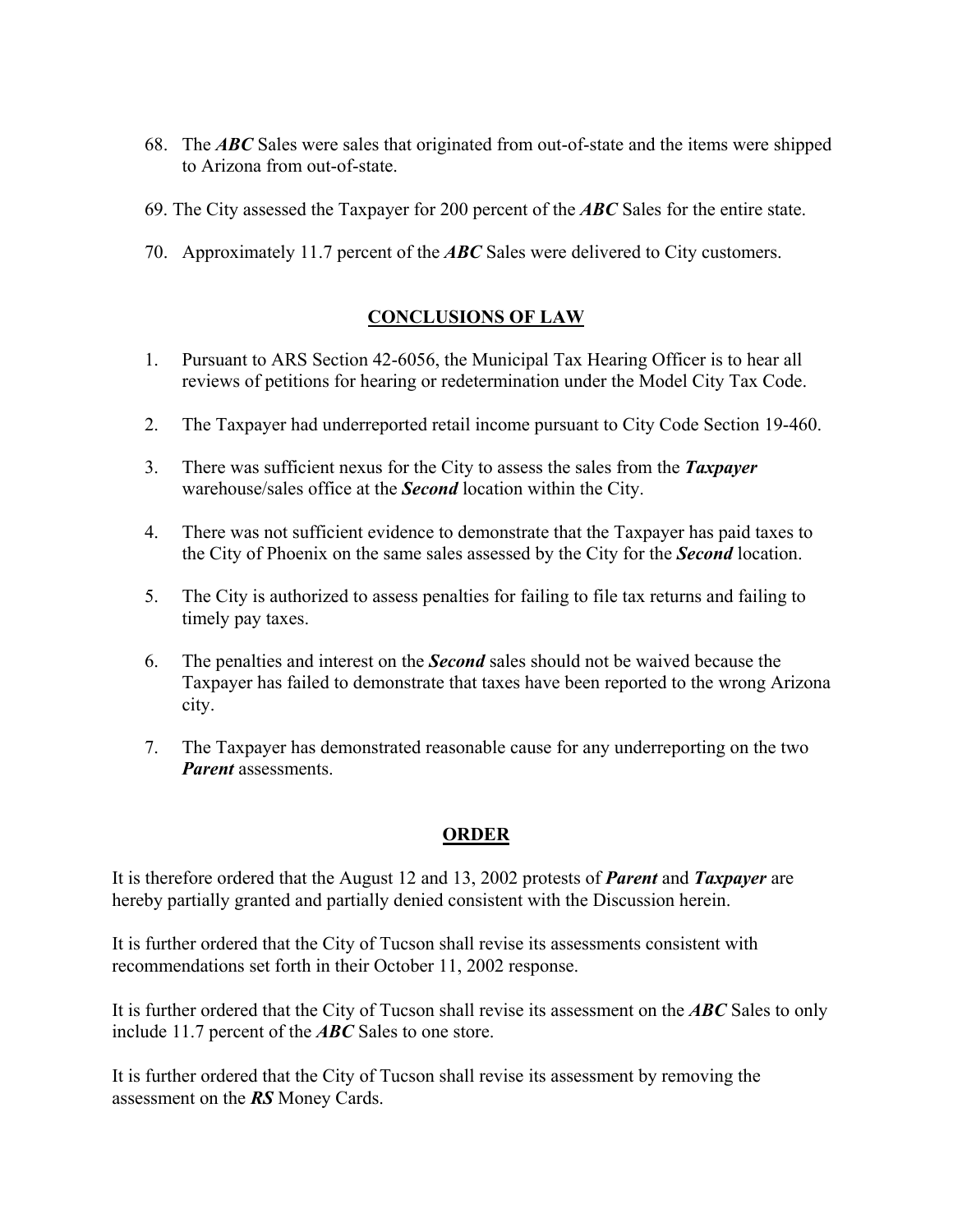68. The ***ABC*** Sales were sales that originated from out-of-state and the items were shipped to Arizona from out-of-state.

69. The City assessed the Taxpayer for 200 percent of the ***ABC*** Sales for the entire state.

70. Approximately 11.7 percent of the ***ABC*** Sales were delivered to City customers.

## CONCLUSIONS OF LAW

1. Pursuant to ARS Section 42-6056, the Municipal Tax Hearing Officer is to hear all reviews of petitions for hearing or redetermination under the Model City Tax Code.

2. The Taxpayer had underreported retail income pursuant to City Code Section 19-460.

3. There was sufficient nexus for the City to assess the sales from the ***Taxpayer*** warehouse/sales office at the ***Second*** location within the City.

4. There was not sufficient evidence to demonstrate that the Taxpayer has paid taxes to the City of Phoenix on the same sales assessed by the City for the ***Second*** location.

5. The City is authorized to assess penalties for failing to file tax returns and failing to timely pay taxes.

6. The penalties and interest on the ***Second*** sales should not be waived because the Taxpayer has failed to demonstrate that taxes have been reported to the wrong Arizona city.

7. The Taxpayer has demonstrated reasonable cause for any underreporting on the two ***Parent*** assessments.

## ORDER

It is therefore ordered that the August 12 and 13, 2002 protests of ***Parent*** and ***Taxpayer*** are hereby partially granted and partially denied consistent with the Discussion herein.

It is further ordered that the City of Tucson shall revise its assessments consistent with recommendations set forth in their October 11, 2002 response.

It is further ordered that the City of Tucson shall revise its assessment on the ***ABC*** Sales to only include 11.7 percent of the ***ABC*** Sales to one store.

It is further ordered that the City of Tucson shall revise its assessment by removing the assessment on the ***RS*** Money Cards.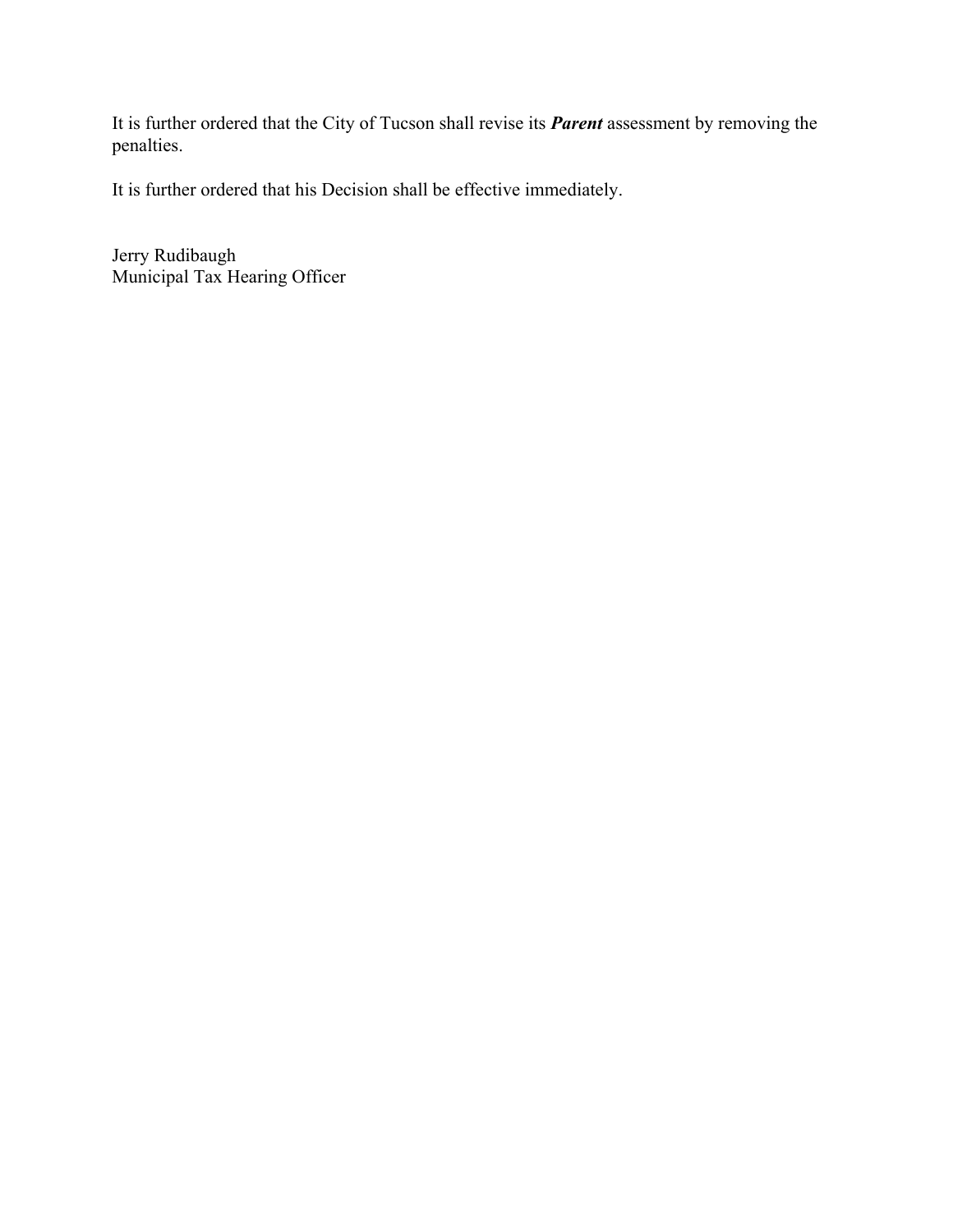It is further ordered that the City of Tucson shall revise its ***Parent*** assessment by removing the penalties.

It is further ordered that his Decision shall be effective immediately.

Jerry Rudibaugh
Municipal Tax Hearing Officer